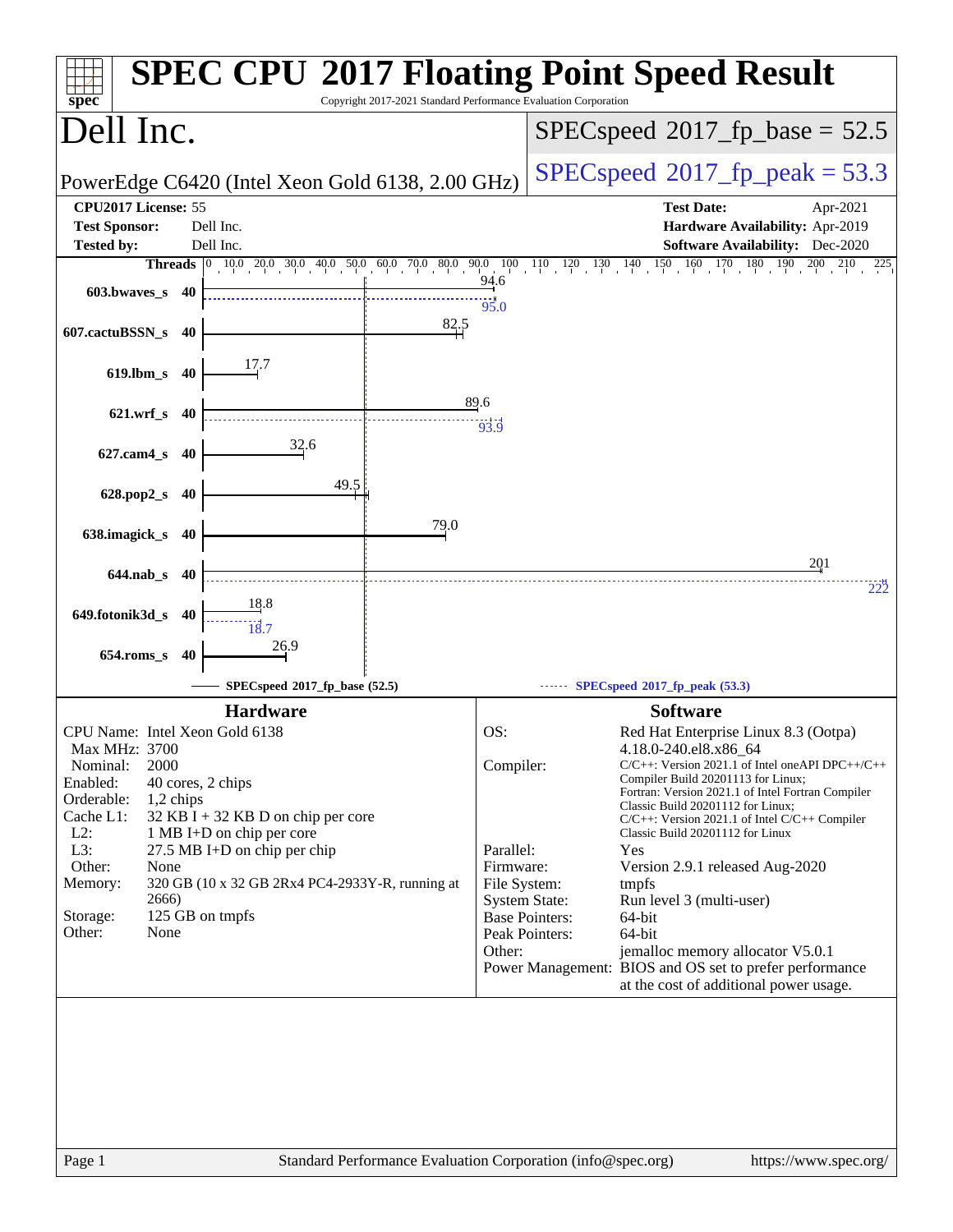# SPEC CPU 2017 Floating Point Speed Result

Copyright 2017-2021 Standard Performance Evaluation Corporation

## Dell Inc.

PowerEdge C6420 (Intel Xeon Gold 6138, 2.00 GHz)

SPECspeed 2017_fp_base = 52.5

SPECspeed 2017_fp_peak = 53.3

**CPU2017 License:** 55
**Test Sponsor:** Dell Inc.
**Tested by:** Dell Inc.

**Test Date:** Apr-2021
**Hardware Availability:** Apr-2019
**Software Availability:** Dec-2020

| Benchmark | Threads | Base | Peak |
|---|---|---|---|
| 603.bwaves_s | 40 | 94.6 | 95.0 |
| 607.cactuBSSN_s | 40 | 82.5 | |
| 619.lbm_s | 40 | 17.7 | |
| 621.wrf_s | 40 | 89.6 | 93.9 |
| 627.cam4_s | 40 | 32.6 | |
| 628.pop2_s | 40 | 49.5 | |
| 638.imagick_s | 40 | 79.0 | |
| 644.nab_s | 40 | 201 | 222 |
| 649.fotonik3d_s | 40 | 18.8 | 18.7 |
| 654.roms_s | 40 | 26.9 | |

SPECspeed 2017_fp_base (52.5) — SPECspeed 2017_fp_peak (53.3)

### Hardware

| | |
|---|---|
| CPU Name: | Intel Xeon Gold 6138 |
| Max MHz: | 3700 |
| Nominal: | 2000 |
| Enabled: | 40 cores, 2 chips |
| Orderable: | 1,2 chips |
| Cache L1: | 32 KB I + 32 KB D on chip per core |
| L2: | 1 MB I+D on chip per core |
| L3: | 27.5 MB I+D on chip per chip |
| Other: | None |
| Memory: | 320 GB (10 x 32 GB 2Rx4 PC4-2933Y-R, running at 2666) |
| Storage: | 125 GB on tmpfs |
| Other: | None |

### Software

| | |
|---|---|
| OS: | Red Hat Enterprise Linux 8.3 (Ootpa) 4.18.0-240.el8.x86_64 |
| Compiler: | C/C++: Version 2021.1 of Intel oneAPI DPC++/C++ Compiler Build 20201113 for Linux; Fortran: Version 2021.1 of Intel Fortran Compiler Classic Build 20201112 for Linux; C/C++: Version 2021.1 of Intel C/C++ Compiler Classic Build 20201112 for Linux |
| Parallel: | Yes |
| Firmware: | Version 2.9.1 released Aug-2020 |
| File System: | tmpfs |
| System State: | Run level 3 (multi-user) |
| Base Pointers: | 64-bit |
| Peak Pointers: | 64-bit |
| Other: | jemalloc memory allocator V5.0.1 |
| Power Management: | BIOS and OS set to prefer performance at the cost of additional power usage. |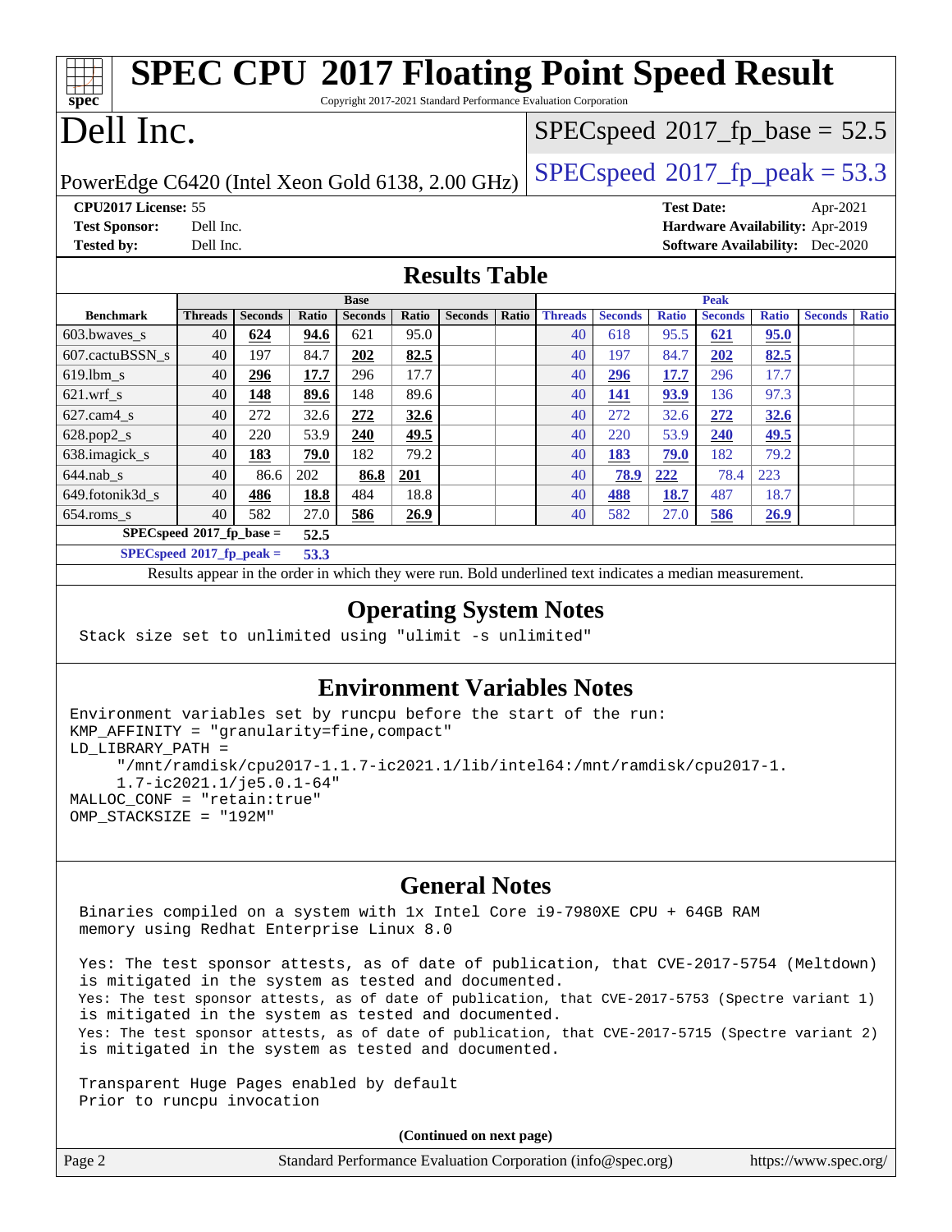# SPEC CPU 2017 Floating Point Speed Result

Copyright 2017-2021 Standard Performance Evaluation Corporation

# Dell Inc.

PowerEdge C6420 (Intel Xeon Gold 6138, 2.00 GHz)

SPECspeed 2017_fp_base = 52.5

SPECspeed 2017_fp_peak = 53.3

**CPU2017 License:** 55
**Test Sponsor:** Dell Inc.
**Tested by:** Dell Inc.

**Test Date:** Apr-2021
**Hardware Availability:** Apr-2019
**Software Availability:** Dec-2020

## Results Table

| Benchmark | Base | | | | | | | Peak | | | | | | |
|---|---|---|---|---|---|---|---|---|---|---|---|---|---|---|
| | Threads | Seconds | Ratio | Seconds | Ratio | Seconds | Ratio | Threads | Seconds | Ratio | Seconds | Ratio | Seconds | Ratio |
| 603.bwaves_s | 40 | **624** | **94.6** | 621 | 95.0 | | | 40 | 618 | 95.5 | **621** | **95.0** | | |
| 607.cactuBSSN_s | 40 | 197 | 84.7 | **202** | **82.5** | | | 40 | 197 | 84.7 | **202** | **82.5** | | |
| 619.lbm_s | 40 | **296** | **17.7** | 296 | 17.7 | | | 40 | **296** | **17.7** | 296 | 17.7 | | |
| 621.wrf_s | 40 | **148** | **89.6** | 148 | 89.6 | | | 40 | **141** | **93.9** | 136 | 97.3 | | |
| 627.cam4_s | 40 | 272 | 32.6 | **272** | **32.6** | | | 40 | 272 | 32.6 | **272** | **32.6** | | |
| 628.pop2_s | 40 | 220 | 53.9 | **240** | **49.5** | | | 40 | 220 | 53.9 | **240** | **49.5** | | |
| 638.imagick_s | 40 | **183** | **79.0** | 182 | 79.2 | | | 40 | **183** | **79.0** | 182 | 79.2 | | |
| 644.nab_s | 40 | 86.6 | 202 | **86.8** | **201** | | | 40 | **78.9** | **222** | 78.4 | 223 | | |
| 649.fotonik3d_s | 40 | **486** | **18.8** | 484 | 18.8 | | | 40 | **488** | **18.7** | 487 | 18.7 | | |
| 654.roms_s | 40 | 582 | 27.0 | **586** | **26.9** | | | 40 | 582 | 27.0 | **586** | **26.9** | | |

**SPECspeed 2017_fp_base = 52.5**

**SPECspeed 2017_fp_peak = 53.3**

Results appear in the order in which they were run. Bold underlined text indicates a median measurement.

## Operating System Notes

```
Stack size set to unlimited using "ulimit -s unlimited"
```

## Environment Variables Notes

```
Environment variables set by runcpu before the start of the run:
KMP_AFFINITY = "granularity=fine,compact"
LD_LIBRARY_PATH =
     "/mnt/ramdisk/cpu2017-1.1.7-ic2021.1/lib/intel64:/mnt/ramdisk/cpu2017-1.
     1.7-ic2021.1/je5.0.1-64"
MALLOC_CONF = "retain:true"
OMP_STACKSIZE = "192M"
```

## General Notes

```
Binaries compiled on a system with 1x Intel Core i9-7980XE CPU + 64GB RAM
memory using Redhat Enterprise Linux 8.0

Yes: The test sponsor attests, as of date of publication, that CVE-2017-5754 (Meltdown)
is mitigated in the system as tested and documented.
Yes: The test sponsor attests, as of date of publication, that CVE-2017-5753 (Spectre variant 1)
is mitigated in the system as tested and documented.
Yes: The test sponsor attests, as of date of publication, that CVE-2017-5715 (Spectre variant 2)
is mitigated in the system as tested and documented.

Transparent Huge Pages enabled by default
Prior to runcpu invocation
```

**(Continued on next page)**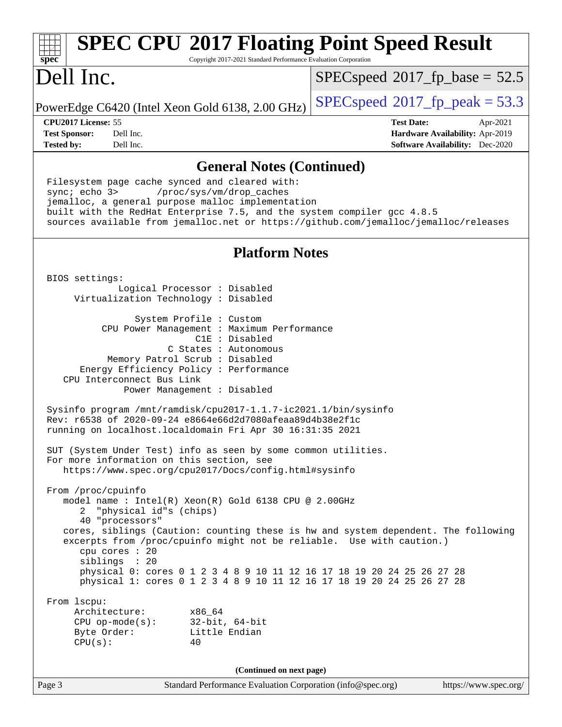# SPEC CPU 2017 Floating Point Speed Result

Copyright 2017-2021 Standard Performance Evaluation Corporation

# Dell Inc.

PowerEdge C6420 (Intel Xeon Gold 6138, 2.00 GHz)

SPECspeed 2017_fp_base = 52.5

SPECspeed 2017_fp_peak = 53.3

**CPU2017 License:** 55
**Test Sponsor:** Dell Inc.
**Tested by:** Dell Inc.

**Test Date:** Apr-2021
**Hardware Availability:** Apr-2019
**Software Availability:** Dec-2020

## General Notes (Continued)

```
Filesystem page cache synced and cleared with:
sync; echo 3>       /proc/sys/vm/drop_caches
jemalloc, a general purpose malloc implementation
built with the RedHat Enterprise 7.5, and the system compiler gcc 4.8.5
sources available from jemalloc.net or https://github.com/jemalloc/jemalloc/releases
```

## Platform Notes

```
BIOS settings:
          Logical Processor : Disabled
     Virtualization Technology : Disabled

             System Profile : Custom
       CPU Power Management : Maximum Performance
                        C1E : Disabled
                   C States : Autonomous
        Memory Patrol Scrub : Disabled
    Energy Efficiency Policy : Performance
  CPU Interconnect Bus Link
           Power Management : Disabled

Sysinfo program /mnt/ramdisk/cpu2017-1.1.7-ic2021.1/bin/sysinfo
Rev: r6538 of 2020-09-24 e8664e66d2d7080afeaa89d4b38e2f1c
running on localhost.localdomain Fri Apr 30 16:31:35 2021

SUT (System Under Test) info as seen by some common utilities.
For more information on this section, see
   https://www.spec.org/cpu2017/Docs/config.html#sysinfo

From /proc/cpuinfo
   model name : Intel(R) Xeon(R) Gold 6138 CPU @ 2.00GHz
      2  "physical id"s (chips)
      40 "processors"
   cores, siblings (Caution: counting these is hw and system dependent. The following
   excerpts from /proc/cpuinfo might not be reliable.  Use with caution.)
      cpu cores : 20
      siblings  : 20
      physical 0: cores 0 1 2 3 4 8 9 10 11 12 16 17 18 19 20 24 25 26 27 28
      physical 1: cores 0 1 2 3 4 8 9 10 11 12 16 17 18 19 20 24 25 26 27 28

From lscpu:
     Architecture:        x86_64
     CPU op-mode(s):      32-bit, 64-bit
     Byte Order:          Little Endian
     CPU(s):              40
```

(Continued on next page)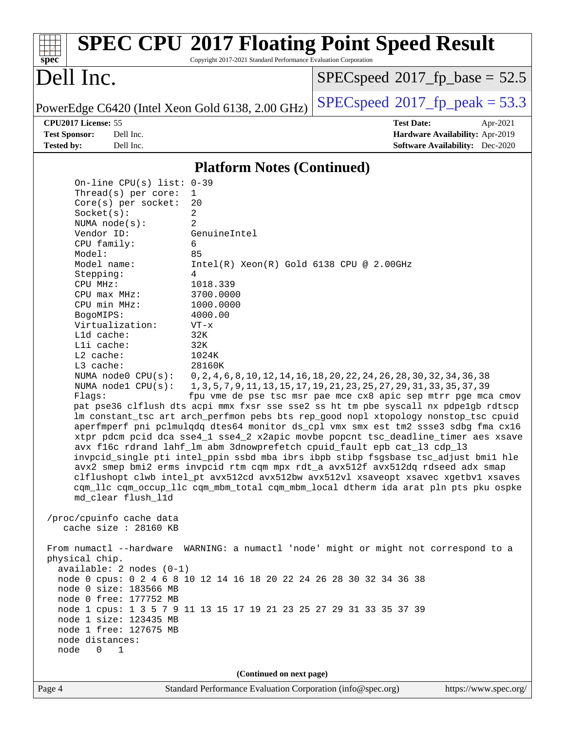## Platform Notes (Continued)

```
     On-line CPU(s) list: 0-39
     Thread(s) per core:  1
     Core(s) per socket:  20
     Socket(s):           2
     NUMA node(s):        2
     Vendor ID:           GenuineIntel
     CPU family:          6
     Model:               85
     Model name:          Intel(R) Xeon(R) Gold 6138 CPU @ 2.00GHz
     Stepping:            4
     CPU MHz:             1018.339
     CPU max MHz:         3700.0000
     CPU min MHz:         1000.0000
     BogoMIPS:            4000.00
     Virtualization:      VT-x
     L1d cache:           32K
     L1i cache:           32K
     L2 cache:            1024K
     L3 cache:            28160K
     NUMA node0 CPU(s):   0,2,4,6,8,10,12,14,16,18,20,22,24,26,28,30,32,34,36,38
     NUMA node1 CPU(s):   1,3,5,7,9,11,13,15,17,19,21,23,25,27,29,31,33,35,37,39
     Flags:               fpu vme de pse tsc msr pae mce cx8 apic sep mtrr pge mca cmov
     pat pse36 clflush dts acpi mmx fxsr sse sse2 ss ht tm pbe syscall nx pdpe1gb rdtscp
     lm constant_tsc art arch_perfmon pebs bts rep_good nopl xtopology nonstop_tsc cpuid
     aperfmperf pni pclmulqdq dtes64 monitor ds_cpl vmx smx est tm2 ssse3 sdbg fma cx16
     xtpr pdcm pcid dca sse4_1 sse4_2 x2apic movbe popcnt tsc_deadline_timer aes xsave
     avx f16c rdrand lahf_lm abm 3dnowprefetch cpuid_fault epb cat_l3 cdp_l3
     invpcid_single pti intel_ppin ssbd mba ibrs ibpb stibp fsgsbase tsc_adjust bmi1 hle
     avx2 smep bmi2 erms invpcid rtm cqm mpx rdt_a avx512f avx512dq rdseed adx smap
     clflushopt clwb intel_pt avx512cd avx512bw avx512vl xsaveopt xsavec xgetbv1 xsaves
     cqm_llc cqm_occup_llc cqm_mbm_total cqm_mbm_local dtherm ida arat pln pts pku ospke
     md_clear flush_l1d

 /proc/cpuinfo cache data
    cache size : 28160 KB

 From numactl --hardware  WARNING: a numactl 'node' might or might not correspond to a
 physical chip.
   available: 2 nodes (0-1)
   node 0 cpus: 0 2 4 6 8 10 12 14 16 18 20 22 24 26 28 30 32 34 36 38
   node 0 size: 183566 MB
   node 0 free: 177752 MB
   node 1 cpus: 1 3 5 7 9 11 13 15 17 19 21 23 25 27 29 31 33 35 37 39
   node 1 size: 123435 MB
   node 1 free: 127675 MB
   node distances:
   node   0   1
```

(Continued on next page)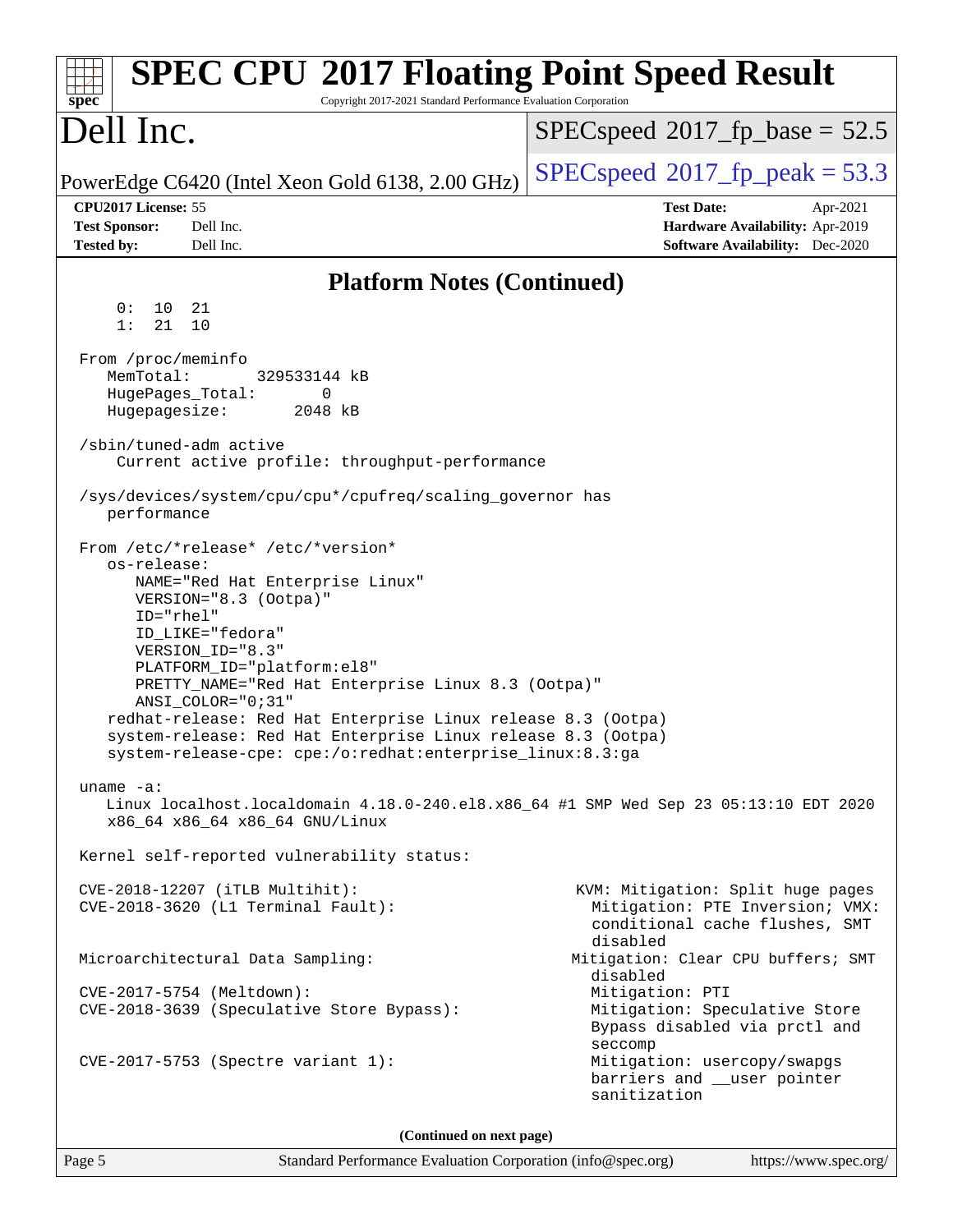## Platform Notes (Continued)

```
     0:  10  21
     1:  21  10

 From /proc/meminfo
    MemTotal:       329533144 kB
    HugePages_Total:       0
    Hugepagesize:       2048 kB

 /sbin/tuned-adm active
     Current active profile: throughput-performance

 /sys/devices/system/cpu/cpu*/cpufreq/scaling_governor has
    performance

 From /etc/*release* /etc/*version*
    os-release:
       NAME="Red Hat Enterprise Linux"
       VERSION="8.3 (Ootpa)"
       ID="rhel"
       ID_LIKE="fedora"
       VERSION_ID="8.3"
       PLATFORM_ID="platform:el8"
       PRETTY_NAME="Red Hat Enterprise Linux 8.3 (Ootpa)"
       ANSI_COLOR="0;31"
    redhat-release: Red Hat Enterprise Linux release 8.3 (Ootpa)
    system-release: Red Hat Enterprise Linux release 8.3 (Ootpa)
    system-release-cpe: cpe:/o:redhat:enterprise_linux:8.3:ga

 uname -a:
    Linux localhost.localdomain 4.18.0-240.el8.x86_64 #1 SMP Wed Sep 23 05:13:10 EDT 2020
    x86_64 x86_64 x86_64 GNU/Linux

 Kernel self-reported vulnerability status:

 CVE-2018-12207 (iTLB Multihit):                        KVM: Mitigation: Split huge pages
 CVE-2018-3620 (L1 Terminal Fault):                       Mitigation: PTE Inversion; VMX:
                                                          conditional cache flushes, SMT
                                                          disabled
 Microarchitectural Data Sampling:                      Mitigation: Clear CPU buffers; SMT
                                                          disabled
 CVE-2017-5754 (Meltdown):                                Mitigation: PTI
 CVE-2018-3639 (Speculative Store Bypass):                Mitigation: Speculative Store
                                                          Bypass disabled via prctl and
                                                          seccomp
 CVE-2017-5753 (Spectre variant 1):                       Mitigation: usercopy/swapgs
                                                          barriers and __user pointer
                                                          sanitization
```

(Continued on next page)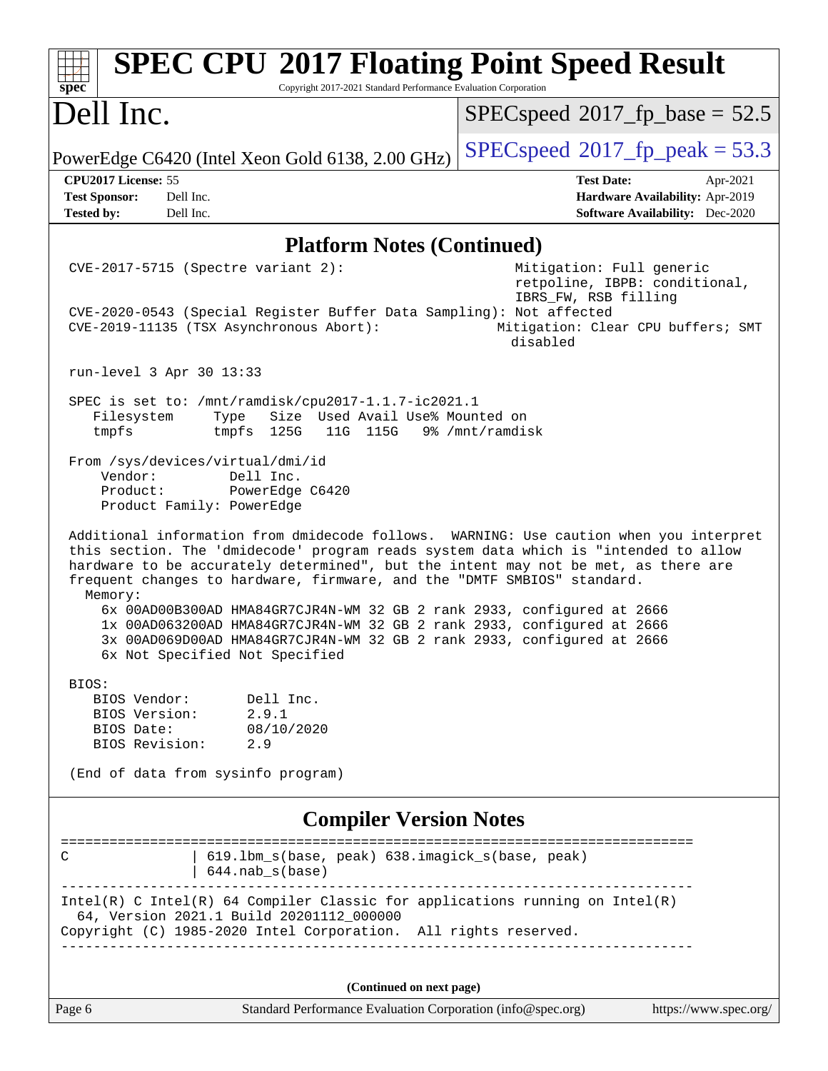# SPEC CPU 2017 Floating Point Speed Result

Copyright 2017-2021 Standard Performance Evaluation Corporation

# Dell Inc.

PowerEdge C6420 (Intel Xeon Gold 6138, 2.00 GHz)

SPECspeed 2017_fp_base = 52.5

SPECspeed 2017_fp_peak = 53.3

**CPU2017 License:** 55
**Test Sponsor:** Dell Inc.
**Tested by:** Dell Inc.

**Test Date:** Apr-2021
**Hardware Availability:** Apr-2019
**Software Availability:** Dec-2020

## Platform Notes (Continued)

```
 CVE-2017-5715 (Spectre variant 2):                        Mitigation: Full generic
                                                            retpoline, IBPB: conditional,
                                                            IBRS_FW, RSB filling
 CVE-2020-0543 (Special Register Buffer Data Sampling): Not affected
 CVE-2019-11135 (TSX Asynchronous Abort):                 Mitigation: Clear CPU buffers; SMT
                                                            disabled

 run-level 3 Apr 30 13:33

 SPEC is set to: /mnt/ramdisk/cpu2017-1.1.7-ic2021.1
    Filesystem     Type   Size  Used Avail Use% Mounted on
    tmpfs          tmpfs  125G   11G  115G   9% /mnt/ramdisk

 From /sys/devices/virtual/dmi/id
     Vendor:         Dell Inc.
     Product:        PowerEdge C6420
     Product Family: PowerEdge

 Additional information from dmidecode follows.  WARNING: Use caution when you interpret
 this section. The 'dmidecode' program reads system data which is "intended to allow
 hardware to be accurately determined", but the intent may not be met, as there are
 frequent changes to hardware, firmware, and the "DMTF SMBIOS" standard.
   Memory:
     6x 00AD00B300AD HMA84GR7CJR4N-WM 32 GB 2 rank 2933, configured at 2666
     1x 00AD063200AD HMA84GR7CJR4N-WM 32 GB 2 rank 2933, configured at 2666
     3x 00AD069D00AD HMA84GR7CJR4N-WM 32 GB 2 rank 2933, configured at 2666
     6x Not Specified Not Specified

 BIOS:
    BIOS Vendor:       Dell Inc.
    BIOS Version:      2.9.1
    BIOS Date:         08/10/2020
    BIOS Revision:     2.9

 (End of data from sysinfo program)
```

## Compiler Version Notes

```
==============================================================================
C               | 619.lbm_s(base, peak) 638.imagick_s(base, peak)
                | 644.nab_s(base)
------------------------------------------------------------------------------
Intel(R) C Intel(R) 64 Compiler Classic for applications running on Intel(R)
  64, Version 2021.1 Build 20201112_000000
Copyright (C) 1985-2020 Intel Corporation.  All rights reserved.
------------------------------------------------------------------------------
```

(Continued on next page)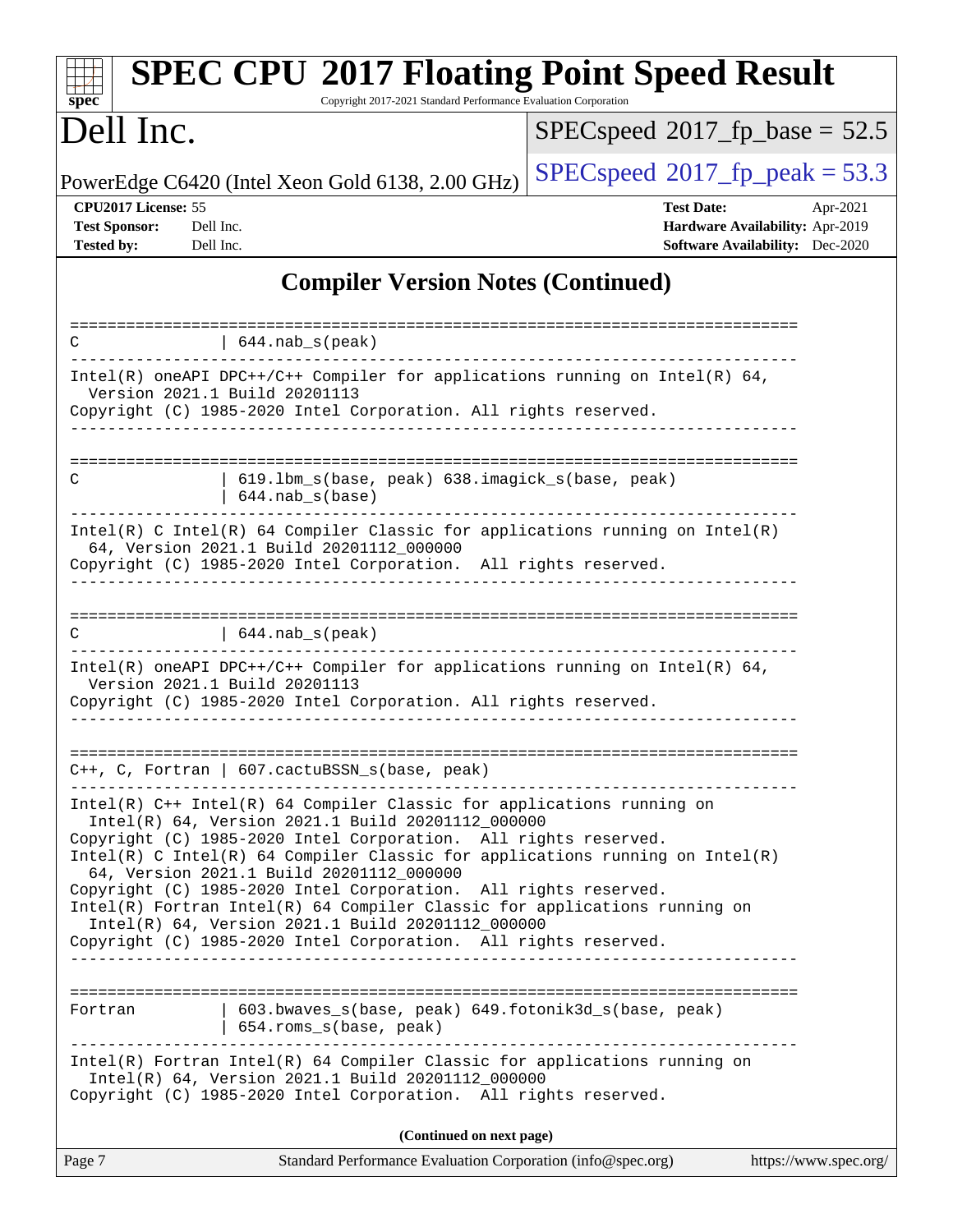## Compiler Version Notes (Continued)

```
==============================================================================
C               | 644.nab_s(peak)
------------------------------------------------------------------------------
Intel(R) oneAPI DPC++/C++ Compiler for applications running on Intel(R) 64,
  Version 2021.1 Build 20201113
Copyright (C) 1985-2020 Intel Corporation. All rights reserved.
------------------------------------------------------------------------------

==============================================================================
C               | 619.lbm_s(base, peak) 638.imagick_s(base, peak)
                | 644.nab_s(base)
------------------------------------------------------------------------------
Intel(R) C Intel(R) 64 Compiler Classic for applications running on Intel(R)
  64, Version 2021.1 Build 20201112_000000
Copyright (C) 1985-2020 Intel Corporation.  All rights reserved.
------------------------------------------------------------------------------

==============================================================================
C               | 644.nab_s(peak)
------------------------------------------------------------------------------
Intel(R) oneAPI DPC++/C++ Compiler for applications running on Intel(R) 64,
  Version 2021.1 Build 20201113
Copyright (C) 1985-2020 Intel Corporation. All rights reserved.
------------------------------------------------------------------------------

==============================================================================
C++, C, Fortran | 607.cactuBSSN_s(base, peak)
------------------------------------------------------------------------------
Intel(R) C++ Intel(R) 64 Compiler Classic for applications running on
  Intel(R) 64, Version 2021.1 Build 20201112_000000
Copyright (C) 1985-2020 Intel Corporation.  All rights reserved.
Intel(R) C Intel(R) 64 Compiler Classic for applications running on Intel(R)
  64, Version 2021.1 Build 20201112_000000
Copyright (C) 1985-2020 Intel Corporation.  All rights reserved.
Intel(R) Fortran Intel(R) 64 Compiler Classic for applications running on
  Intel(R) 64, Version 2021.1 Build 20201112_000000
Copyright (C) 1985-2020 Intel Corporation.  All rights reserved.
------------------------------------------------------------------------------

==============================================================================
Fortran         | 603.bwaves_s(base, peak) 649.fotonik3d_s(base, peak)
                | 654.roms_s(base, peak)
------------------------------------------------------------------------------
Intel(R) Fortran Intel(R) 64 Compiler Classic for applications running on
  Intel(R) 64, Version 2021.1 Build 20201112_000000
Copyright (C) 1985-2020 Intel Corporation.  All rights reserved.
```

**(Continued on next page)**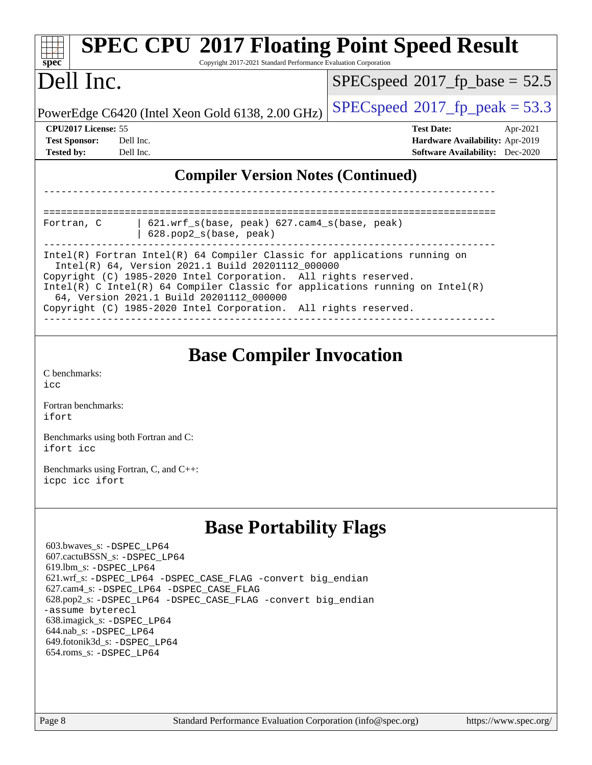# SPEC CPU 2017 Floating Point Speed Result

Copyright 2017-2021 Standard Performance Evaluation Corporation

# Dell Inc.

PowerEdge C6420 (Intel Xeon Gold 6138, 2.00 GHz)

SPECspeed 2017_fp_base = 52.5

SPECspeed 2017_fp_peak = 53.3

**CPU2017 License:** 55
**Test Sponsor:** Dell Inc.
**Tested by:** Dell Inc.

**Test Date:** Apr-2021
**Hardware Availability:** Apr-2019
**Software Availability:** Dec-2020

## Compiler Version Notes (Continued)

```
------------------------------------------------------------------------------

==============================================================================
Fortran, C      | 621.wrf_s(base, peak) 627.cam4_s(base, peak)
                | 628.pop2_s(base, peak)
------------------------------------------------------------------------------
Intel(R) Fortran Intel(R) 64 Compiler Classic for applications running on
  Intel(R) 64, Version 2021.1 Build 20201112_000000
Copyright (C) 1985-2020 Intel Corporation.  All rights reserved.
Intel(R) C Intel(R) 64 Compiler Classic for applications running on Intel(R)
  64, Version 2021.1 Build 20201112_000000
Copyright (C) 1985-2020 Intel Corporation.  All rights reserved.
------------------------------------------------------------------------------
```

## Base Compiler Invocation

C benchmarks:
icc

Fortran benchmarks:
ifort

Benchmarks using both Fortran and C:
ifort icc

Benchmarks using Fortran, C, and C++:
icpc icc ifort

## Base Portability Flags

603.bwaves_s: -DSPEC_LP64
607.cactuBSSN_s: -DSPEC_LP64
619.lbm_s: -DSPEC_LP64
621.wrf_s: -DSPEC_LP64 -DSPEC_CASE_FLAG -convert big_endian
627.cam4_s: -DSPEC_LP64 -DSPEC_CASE_FLAG
628.pop2_s: -DSPEC_LP64 -DSPEC_CASE_FLAG -convert big_endian -assume byterecl
638.imagick_s: -DSPEC_LP64
644.nab_s: -DSPEC_LP64
649.fotonik3d_s: -DSPEC_LP64
654.roms_s: -DSPEC_LP64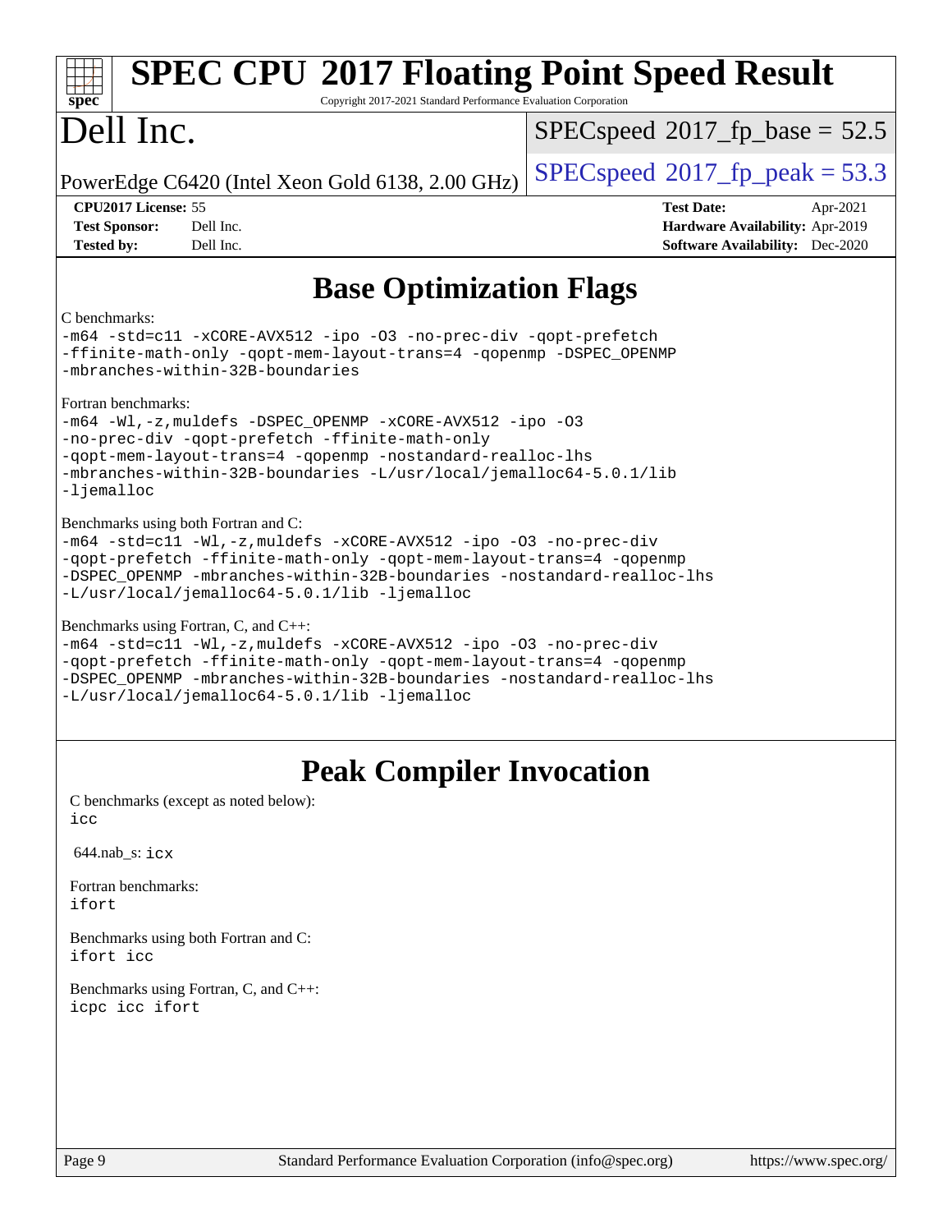# SPEC CPU 2017 Floating Point Speed Result

Copyright 2017-2021 Standard Performance Evaluation Corporation

# Dell Inc.

PowerEdge C6420 (Intel Xeon Gold 6138, 2.00 GHz)

SPECspeed 2017_fp_base = 52.5

SPECspeed 2017_fp_peak = 53.3

**CPU2017 License:** 55
**Test Sponsor:** Dell Inc.
**Tested by:** Dell Inc.

**Test Date:** Apr-2021
**Hardware Availability:** Apr-2019
**Software Availability:** Dec-2020

## Base Optimization Flags

C benchmarks:

```
-m64 -std=c11 -xCORE-AVX512 -ipo -O3 -no-prec-div -qopt-prefetch
-ffinite-math-only -qopt-mem-layout-trans=4 -qopenmp -DSPEC_OPENMP
-mbranches-within-32B-boundaries
```

Fortran benchmarks:

```
-m64 -Wl,-z,muldefs -DSPEC_OPENMP -xCORE-AVX512 -ipo -O3
-no-prec-div -qopt-prefetch -ffinite-math-only
-qopt-mem-layout-trans=4 -qopenmp -nostandard-realloc-lhs
-mbranches-within-32B-boundaries -L/usr/local/jemalloc64-5.0.1/lib
-ljemalloc
```

Benchmarks using both Fortran and C:

```
-m64 -std=c11 -Wl,-z,muldefs -xCORE-AVX512 -ipo -O3 -no-prec-div
-qopt-prefetch -ffinite-math-only -qopt-mem-layout-trans=4 -qopenmp
-DSPEC_OPENMP -mbranches-within-32B-boundaries -nostandard-realloc-lhs
-L/usr/local/jemalloc64-5.0.1/lib -ljemalloc
```

Benchmarks using Fortran, C, and C++:

```
-m64 -std=c11 -Wl,-z,muldefs -xCORE-AVX512 -ipo -O3 -no-prec-div
-qopt-prefetch -ffinite-math-only -qopt-mem-layout-trans=4 -qopenmp
-DSPEC_OPENMP -mbranches-within-32B-boundaries -nostandard-realloc-lhs
-L/usr/local/jemalloc64-5.0.1/lib -ljemalloc
```

## Peak Compiler Invocation

C benchmarks (except as noted below):
`icc`

644.nab_s: `icx`

Fortran benchmarks:
`ifort`

Benchmarks using both Fortran and C:
`ifort icc`

Benchmarks using Fortran, C, and C++:
`icpc icc ifort`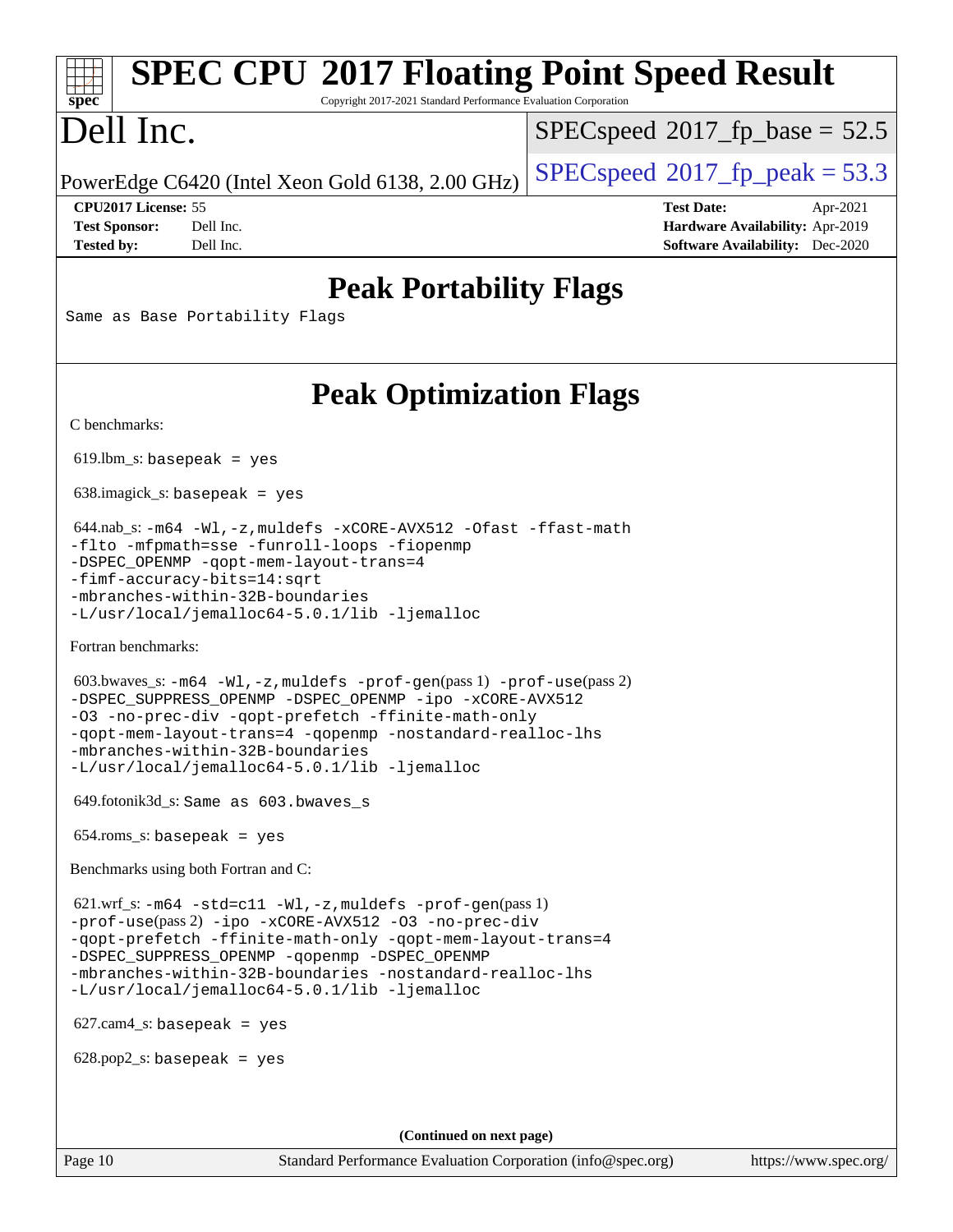# SPEC CPU 2017 Floating Point Speed Result

Copyright 2017-2021 Standard Performance Evaluation Corporation

# Dell Inc.

PowerEdge C6420 (Intel Xeon Gold 6138, 2.00 GHz)

SPECspeed 2017_fp_base = 52.5

SPECspeed 2017_fp_peak = 53.3

| | | | |
|---|---|---|---|
| **CPU2017 License:** | 55 | **Test Date:** | Apr-2021 |
| **Test Sponsor:** | Dell Inc. | **Hardware Availability:** | Apr-2019 |
| **Tested by:** | Dell Inc. | **Software Availability:** | Dec-2020 |

## Peak Portability Flags

Same as Base Portability Flags

## Peak Optimization Flags

C benchmarks:

619.lbm_s: basepeak = yes

638.imagick_s: basepeak = yes

644.nab_s: -m64 -Wl,-z,muldefs -xCORE-AVX512 -Ofast -ffast-math -flto -mfpmath=sse -funroll-loops -fiopenmp -DSPEC_OPENMP -qopt-mem-layout-trans=4 -fimf-accuracy-bits=14:sqrt -mbranches-within-32B-boundaries -L/usr/local/jemalloc64-5.0.1/lib -ljemalloc

Fortran benchmarks:

603.bwaves_s: -m64 -Wl,-z,muldefs -prof-gen(pass 1) -prof-use(pass 2) -DSPEC_SUPPRESS_OPENMP -DSPEC_OPENMP -ipo -xCORE-AVX512 -O3 -no-prec-div -qopt-prefetch -ffinite-math-only -qopt-mem-layout-trans=4 -qopenmp -nostandard-realloc-lhs -mbranches-within-32B-boundaries -L/usr/local/jemalloc64-5.0.1/lib -ljemalloc

649.fotonik3d_s: Same as 603.bwaves_s

654.roms_s: basepeak = yes

Benchmarks using both Fortran and C:

621.wrf_s: -m64 -std=c11 -Wl,-z,muldefs -prof-gen(pass 1) -prof-use(pass 2) -ipo -xCORE-AVX512 -O3 -no-prec-div -qopt-prefetch -ffinite-math-only -qopt-mem-layout-trans=4 -DSPEC_SUPPRESS_OPENMP -qopenmp -DSPEC_OPENMP -mbranches-within-32B-boundaries -nostandard-realloc-lhs -L/usr/local/jemalloc64-5.0.1/lib -ljemalloc

627.cam4_s: basepeak = yes

628.pop2_s: basepeak = yes

**(Continued on next page)**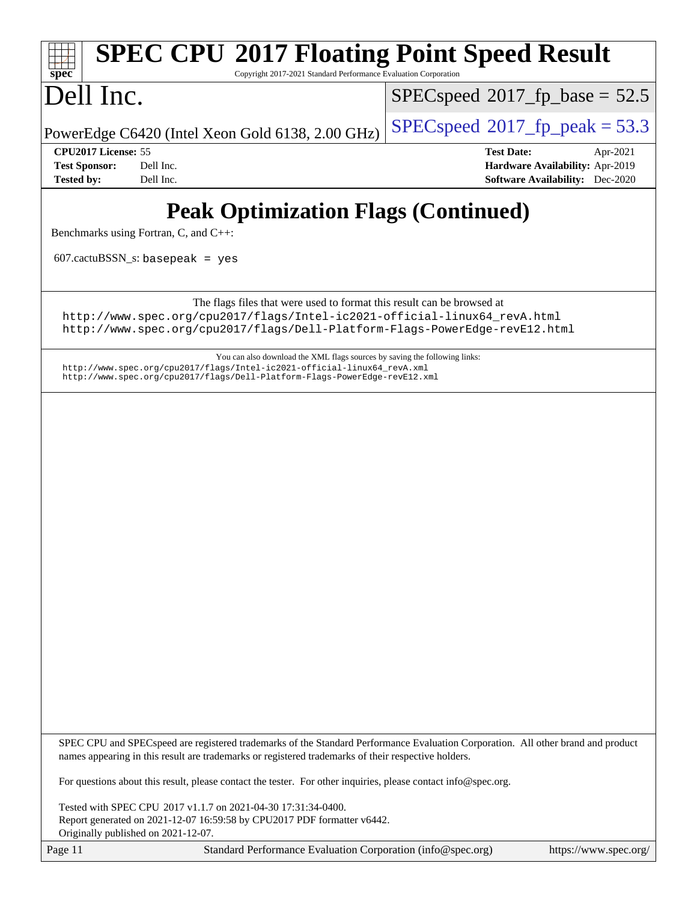# Peak Optimization Flags (Continued)

Benchmarks using Fortran, C, and C++:

607.cactuBSSN_s: `basepeak = yes`

The flags files that were used to format this result can be browsed at

http://www.spec.org/cpu2017/flags/Intel-ic2021-official-linux64_revA.html
http://www.spec.org/cpu2017/flags/Dell-Platform-Flags-PowerEdge-revE12.html

You can also download the XML flags sources by saving the following links:

http://www.spec.org/cpu2017/flags/Intel-ic2021-official-linux64_revA.xml
http://www.spec.org/cpu2017/flags/Dell-Platform-Flags-PowerEdge-revE12.xml

SPEC CPU and SPECspeed are registered trademarks of the Standard Performance Evaluation Corporation. All other brand and product names appearing in this result are trademarks or registered trademarks of their respective holders.

For questions about this result, please contact the tester. For other inquiries, please contact info@spec.org.

Tested with SPEC CPU 2017 v1.1.7 on 2021-04-30 17:31:34-0400.
Report generated on 2021-12-07 16:59:58 by CPU2017 PDF formatter v6442.
Originally published on 2021-12-07.